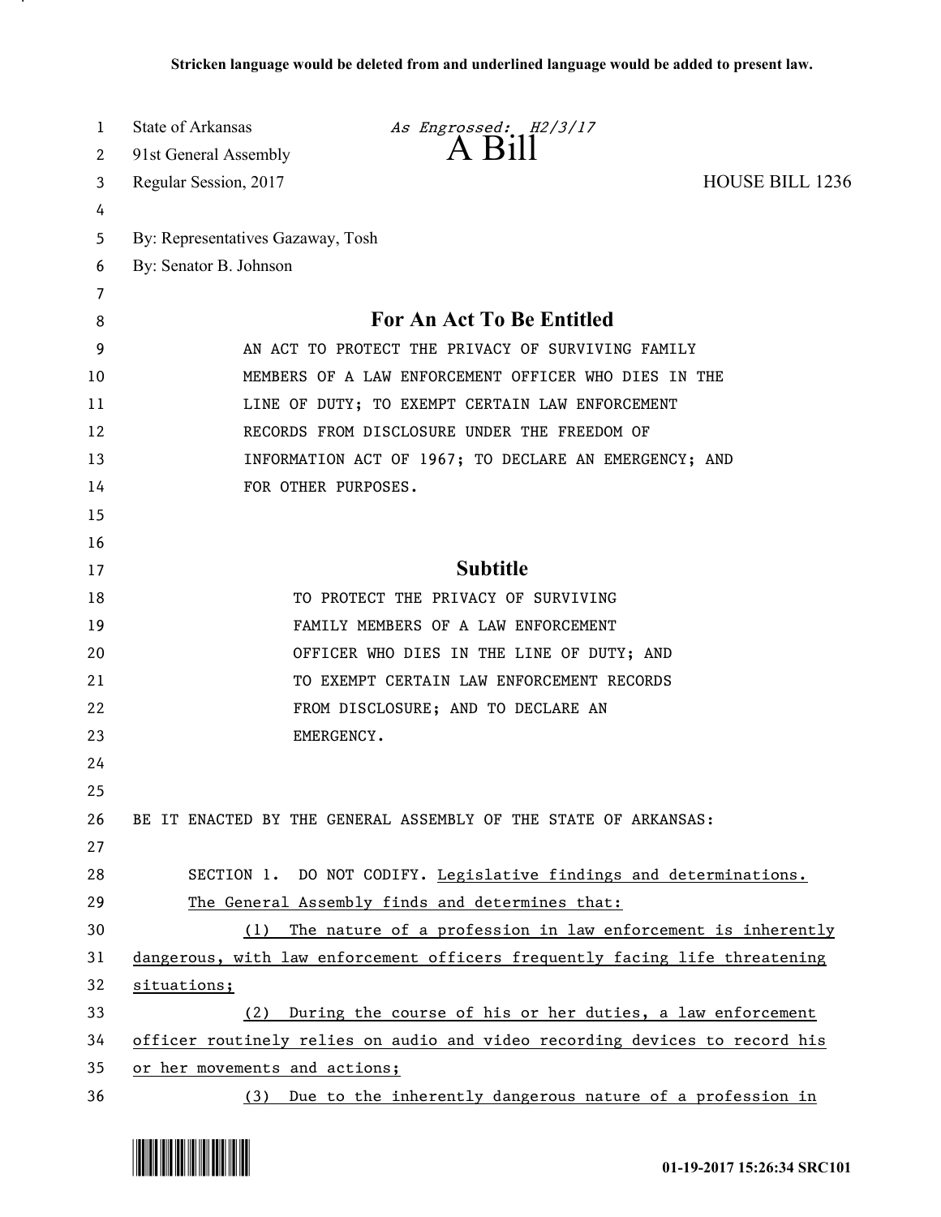**Stricken language would be deleted from and underlined language would be added to present law.**

State of Arkansas — *As Engrossed: H2/3/17*
91st General Assembly
# A Bill
Regular Session, 2017 — HOUSE BILL 1236

By: Representatives Gazaway, Tosh
By: Senator B. Johnson

## For An Act To Be Entitled

AN ACT TO PROTECT THE PRIVACY OF SURVIVING FAMILY MEMBERS OF A LAW ENFORCEMENT OFFICER WHO DIES IN THE LINE OF DUTY; TO EXEMPT CERTAIN LAW ENFORCEMENT RECORDS FROM DISCLOSURE UNDER THE FREEDOM OF INFORMATION ACT OF 1967; TO DECLARE AN EMERGENCY; AND FOR OTHER PURPOSES.

## Subtitle

TO PROTECT THE PRIVACY OF SURVIVING FAMILY MEMBERS OF A LAW ENFORCEMENT OFFICER WHO DIES IN THE LINE OF DUTY; AND TO EXEMPT CERTAIN LAW ENFORCEMENT RECORDS FROM DISCLOSURE; AND TO DECLARE AN EMERGENCY.

BE IT ENACTED BY THE GENERAL ASSEMBLY OF THE STATE OF ARKANSAS:

SECTION 1. DO NOT CODIFY. <u>Legislative findings and determinations. The General Assembly finds and determines that:</u>

<u>(1) The nature of a profession in law enforcement is inherently dangerous, with law enforcement officers frequently facing life threatening situations;</u>

<u>(2) During the course of his or her duties, a law enforcement officer routinely relies on audio and video recording devices to record his or her movements and actions;</u>

<u>(3) Due to the inherently dangerous nature of a profession in</u>

01-19-2017 15:26:34 SRC101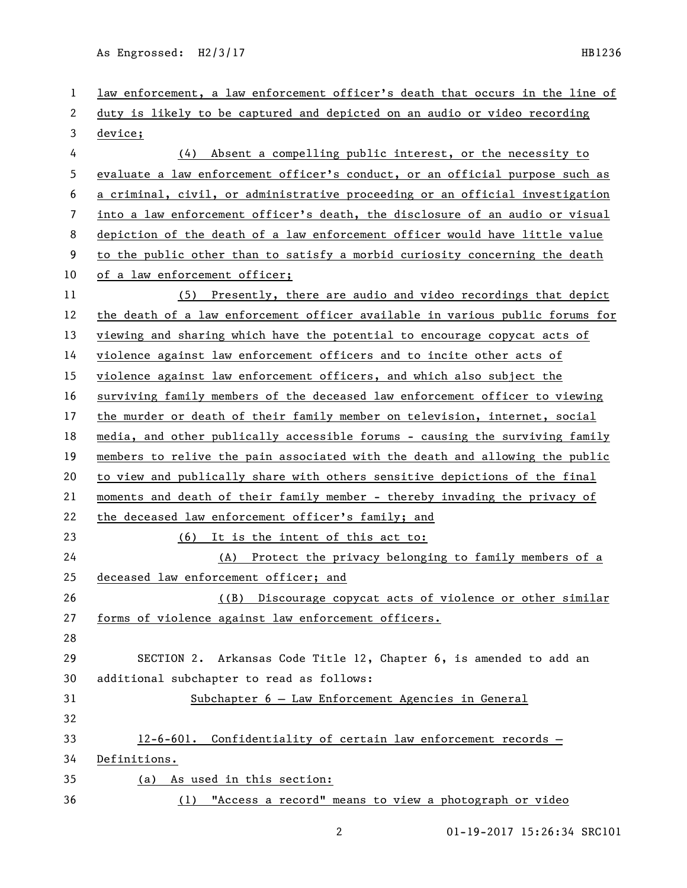law enforcement, a law enforcement officer's death that occurs in the line of duty is likely to be captured and depicted on an audio or video recording device;

(4) Absent a compelling public interest, or the necessity to evaluate a law enforcement officer's conduct, or an official purpose such as a criminal, civil, or administrative proceeding or an official investigation into a law enforcement officer's death, the disclosure of an audio or visual depiction of the death of a law enforcement officer would have little value to the public other than to satisfy a morbid curiosity concerning the death of a law enforcement officer;

(5) Presently, there are audio and video recordings that depict the death of a law enforcement officer available in various public forums for viewing and sharing which have the potential to encourage copycat acts of violence against law enforcement officers and to incite other acts of violence against law enforcement officers, and which also subject the surviving family members of the deceased law enforcement officer to viewing the murder or death of their family member on television, internet, social media, and other publically accessible forums - causing the surviving family members to relive the pain associated with the death and allowing the public to view and publically share with others sensitive depictions of the final moments and death of their family member - thereby invading the privacy of the deceased law enforcement officer's family; and

(6) It is the intent of this act to:

(A) Protect the privacy belonging to family members of a deceased law enforcement officer; and

((B) Discourage copycat acts of violence or other similar forms of violence against law enforcement officers.

SECTION 2. Arkansas Code Title 12, Chapter 6, is amended to add an additional subchapter to read as follows:

Subchapter 6 – Law Enforcement Agencies in General

12-6-601. Confidentiality of certain law enforcement records – Definitions.

(a) As used in this section:

(1) "Access a record" means to view a photograph or video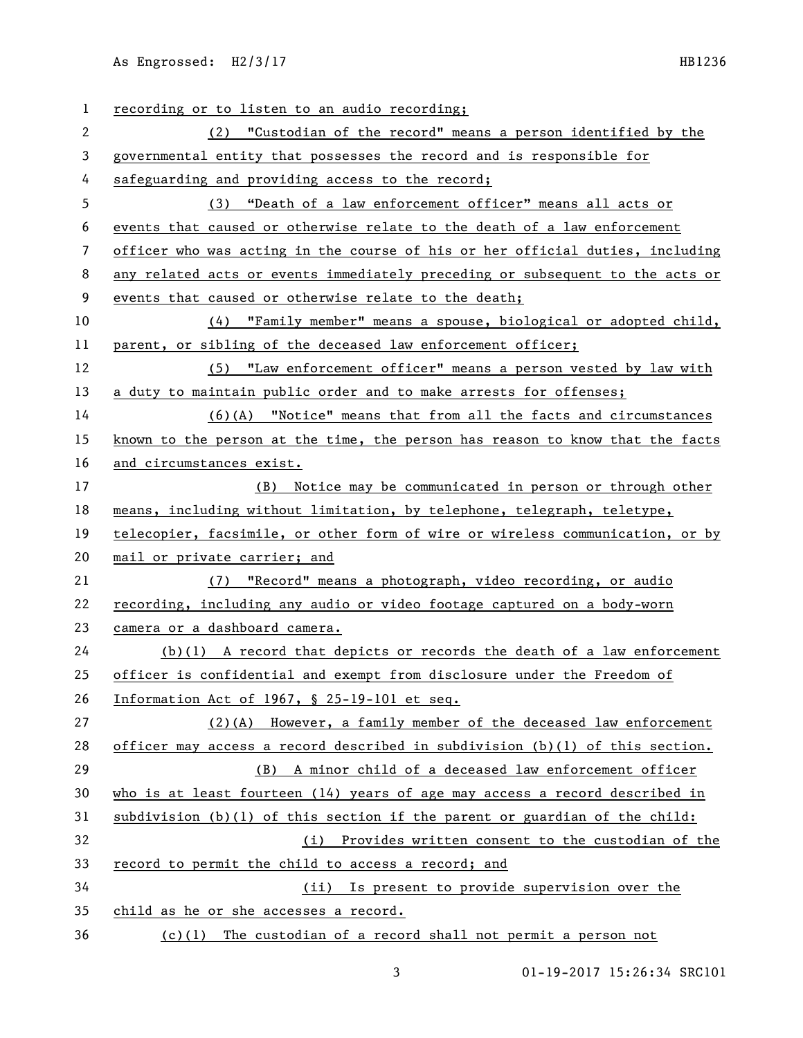recording or to listen to an audio recording;

(2) "Custodian of the record" means a person identified by the governmental entity that possesses the record and is responsible for safeguarding and providing access to the record;

(3) "Death of a law enforcement officer" means all acts or events that caused or otherwise relate to the death of a law enforcement officer who was acting in the course of his or her official duties, including any related acts or events immediately preceding or subsequent to the acts or events that caused or otherwise relate to the death;

(4) "Family member" means a spouse, biological or adopted child, parent, or sibling of the deceased law enforcement officer;

(5) "Law enforcement officer" means a person vested by law with a duty to maintain public order and to make arrests for offenses;

(6)(A) "Notice" means that from all the facts and circumstances known to the person at the time, the person has reason to know that the facts and circumstances exist.

(B) Notice may be communicated in person or through other means, including without limitation, by telephone, telegraph, teletype, telecopier, facsimile, or other form of wire or wireless communication, or by mail or private carrier; and

(7) "Record" means a photograph, video recording, or audio recording, including any audio or video footage captured on a body-worn camera or a dashboard camera.

(b)(1) A record that depicts or records the death of a law enforcement officer is confidential and exempt from disclosure under the Freedom of Information Act of 1967, § 25-19-101 et seq.

(2)(A) However, a family member of the deceased law enforcement officer may access a record described in subdivision (b)(1) of this section.

(B) A minor child of a deceased law enforcement officer who is at least fourteen (14) years of age may access a record described in subdivision (b)(1) of this section if the parent or guardian of the child:

(i) Provides written consent to the custodian of the record to permit the child to access a record; and

(ii) Is present to provide supervision over the child as he or she accesses a record.

(c)(1) The custodian of a record shall not permit a person not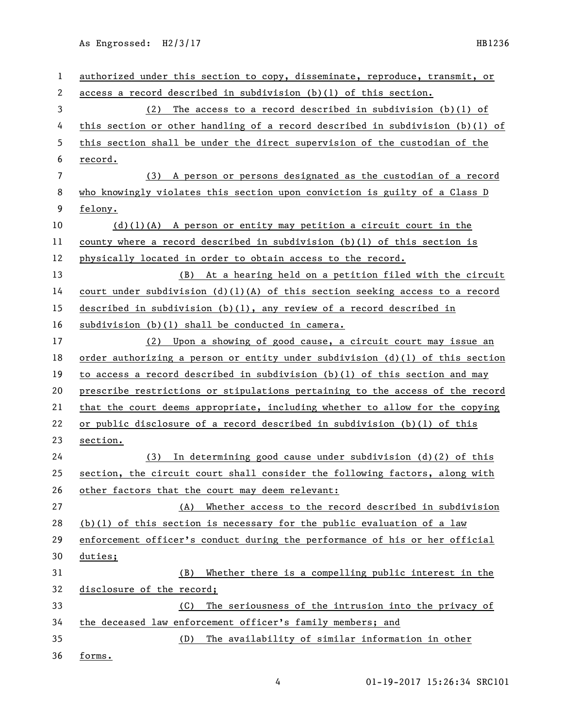authorized under this section to copy, disseminate, reproduce, transmit, or access a record described in subdivision (b)(1) of this section.

(2) The access to a record described in subdivision (b)(1) of this section or other handling of a record described in subdivision (b)(1) of this section shall be under the direct supervision of the custodian of the record.

(3) A person or persons designated as the custodian of a record who knowingly violates this section upon conviction is guilty of a Class D felony.

(d)(1)(A) A person or entity may petition a circuit court in the county where a record described in subdivision (b)(1) of this section is physically located in order to obtain access to the record.

(B) At a hearing held on a petition filed with the circuit court under subdivision (d)(1)(A) of this section seeking access to a record described in subdivision (b)(1), any review of a record described in subdivision (b)(1) shall be conducted in camera.

(2) Upon a showing of good cause, a circuit court may issue an order authorizing a person or entity under subdivision (d)(1) of this section to access a record described in subdivision (b)(1) of this section and may prescribe restrictions or stipulations pertaining to the access of the record that the court deems appropriate, including whether to allow for the copying or public disclosure of a record described in subdivision (b)(1) of this section.

(3) In determining good cause under subdivision (d)(2) of this section, the circuit court shall consider the following factors, along with other factors that the court may deem relevant:

(A) Whether access to the record described in subdivision (b)(1) of this section is necessary for the public evaluation of a law enforcement officer's conduct during the performance of his or her official duties;

(B) Whether there is a compelling public interest in the disclosure of the record;

(C) The seriousness of the intrusion into the privacy of the deceased law enforcement officer's family members; and

(D) The availability of similar information in other forms.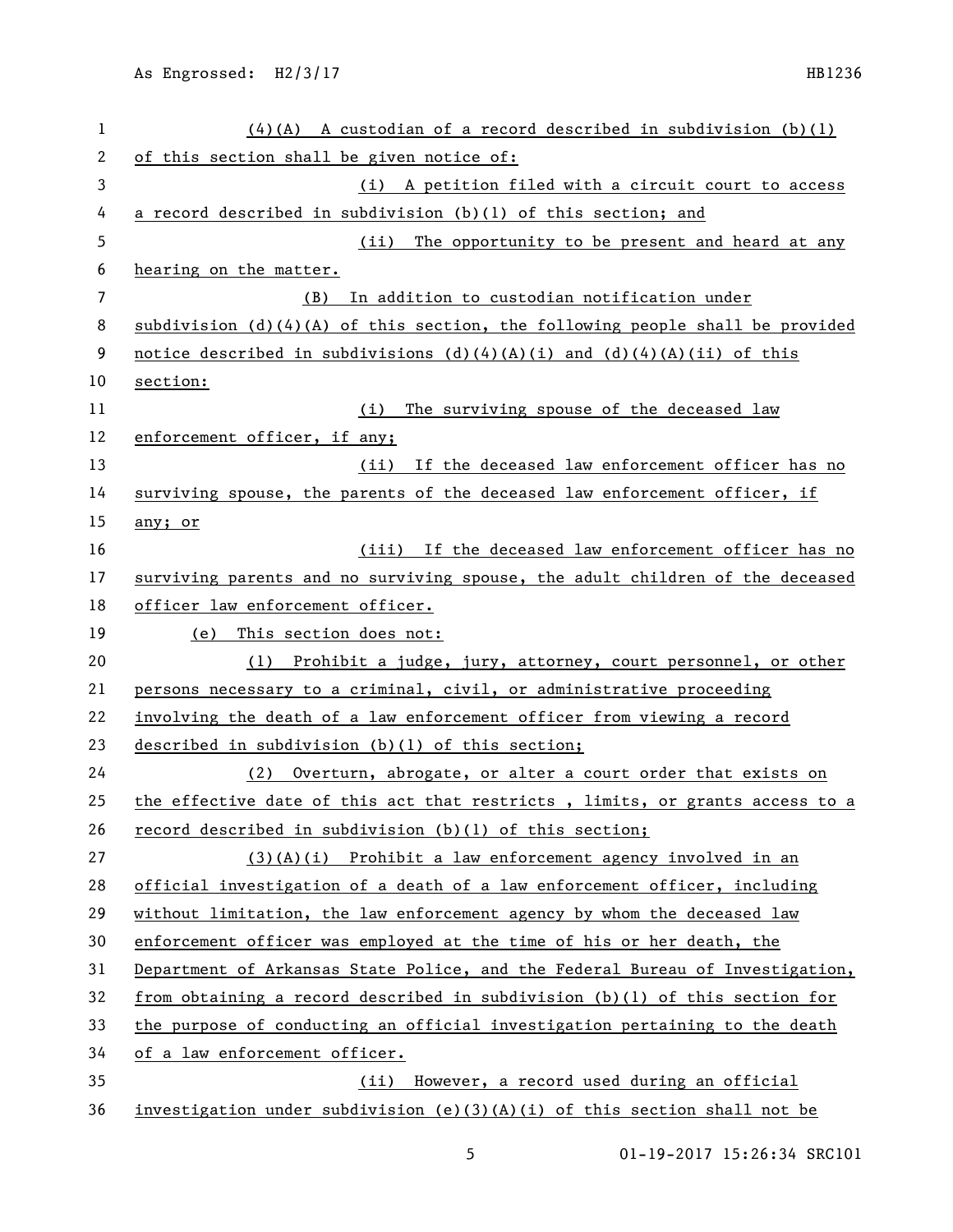(4)(A) A custodian of a record described in subdivision (b)(1) of this section shall be given notice of:

(i) A petition filed with a circuit court to access a record described in subdivision (b)(1) of this section; and

(ii) The opportunity to be present and heard at any hearing on the matter.

(B) In addition to custodian notification under subdivision (d)(4)(A) of this section, the following people shall be provided notice described in subdivisions (d)(4)(A)(i) and (d)(4)(A)(ii) of this section:

(i) The surviving spouse of the deceased law enforcement officer, if any;

(ii) If the deceased law enforcement officer has no surviving spouse, the parents of the deceased law enforcement officer, if any; or

(iii) If the deceased law enforcement officer has no surviving parents and no surviving spouse, the adult children of the deceased officer law enforcement officer.

(e) This section does not:

(1) Prohibit a judge, jury, attorney, court personnel, or other persons necessary to a criminal, civil, or administrative proceeding involving the death of a law enforcement officer from viewing a record described in subdivision (b)(1) of this section;

(2) Overturn, abrogate, or alter a court order that exists on the effective date of this act that restricts , limits, or grants access to a record described in subdivision (b)(1) of this section;

(3)(A)(i) Prohibit a law enforcement agency involved in an official investigation of a death of a law enforcement officer, including without limitation, the law enforcement agency by whom the deceased law enforcement officer was employed at the time of his or her death, the Department of Arkansas State Police, and the Federal Bureau of Investigation, from obtaining a record described in subdivision (b)(1) of this section for the purpose of conducting an official investigation pertaining to the death of a law enforcement officer.

(ii) However, a record used during an official investigation under subdivision (e)(3)(A)(i) of this section shall not be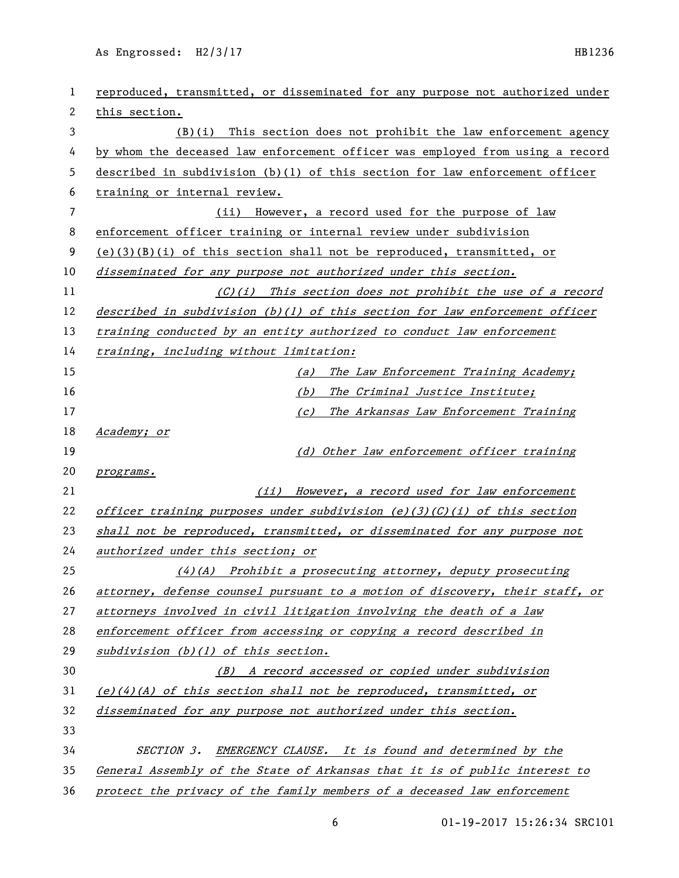reproduced, transmitted, or disseminated for any purpose not authorized under this section.

(B)(i) This section does not prohibit the law enforcement agency by whom the deceased law enforcement officer was employed from using a record described in subdivision (b)(1) of this section for law enforcement officer training or internal review.

(ii) However, a record used for the purpose of law enforcement officer training or internal review under subdivision (e)(3)(B)(i) of this section shall not be reproduced, transmitted, or *disseminated for any purpose not authorized under this section.*

*(C)(i) This section does not prohibit the use of a record described in subdivision (b)(1) of this section for law enforcement officer training conducted by an entity authorized to conduct law enforcement training, including without limitation:*

*(a) The Law Enforcement Training Academy;*

*(b) The Criminal Justice Institute;*

*(c) The Arkansas Law Enforcement Training Academy; or*

*(d) Other law enforcement officer training programs.*

*(ii) However, a record used for law enforcement officer training purposes under subdivision (e)(3)(C)(i) of this section shall not be reproduced, transmitted, or disseminated for any purpose not authorized under this section; or*

*(4)(A) Prohibit a prosecuting attorney, deputy prosecuting attorney, defense counsel pursuant to a motion of discovery, their staff, or attorneys involved in civil litigation involving the death of a law enforcement officer from accessing or copying a record described in subdivision (b)(1) of this section.*

*(B) A record accessed or copied under subdivision (e)(4)(A) of this section shall not be reproduced, transmitted, or disseminated for any purpose not authorized under this section.*

*SECTION 3. EMERGENCY CLAUSE. It is found and determined by the General Assembly of the State of Arkansas that it is of public interest to protect the privacy of the family members of a deceased law enforcement*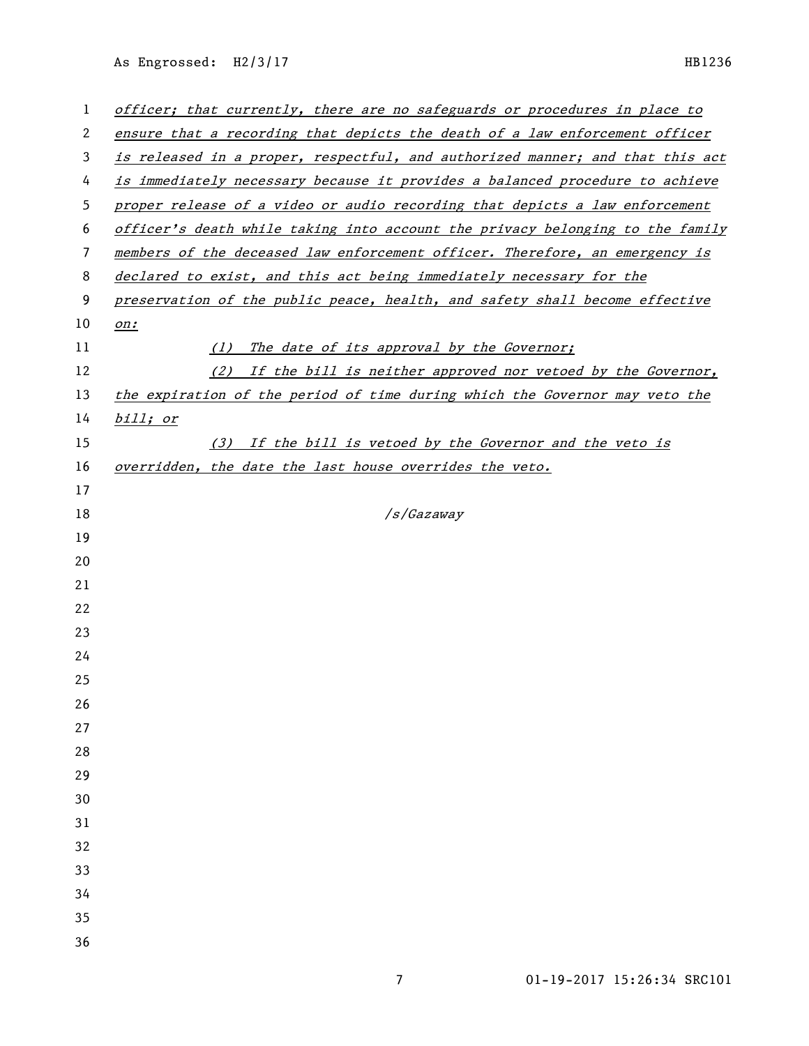*officer; that currently, there are no safeguards or procedures in place to ensure that a recording that depicts the death of a law enforcement officer is released in a proper, respectful, and authorized manner; and that this act is immediately necessary because it provides a balanced procedure to achieve proper release of a video or audio recording that depicts a law enforcement officer's death while taking into account the privacy belonging to the family members of the deceased law enforcement officer. Therefore, an emergency is declared to exist, and this act being immediately necessary for the preservation of the public peace, health, and safety shall become effective on:*

*(1) The date of its approval by the Governor;*

*(2) If the bill is neither approved nor vetoed by the Governor, the expiration of the period of time during which the Governor may veto the bill; or*

*(3) If the bill is vetoed by the Governor and the veto is overridden, the date the last house overrides the veto.*

*/s/Gazaway*